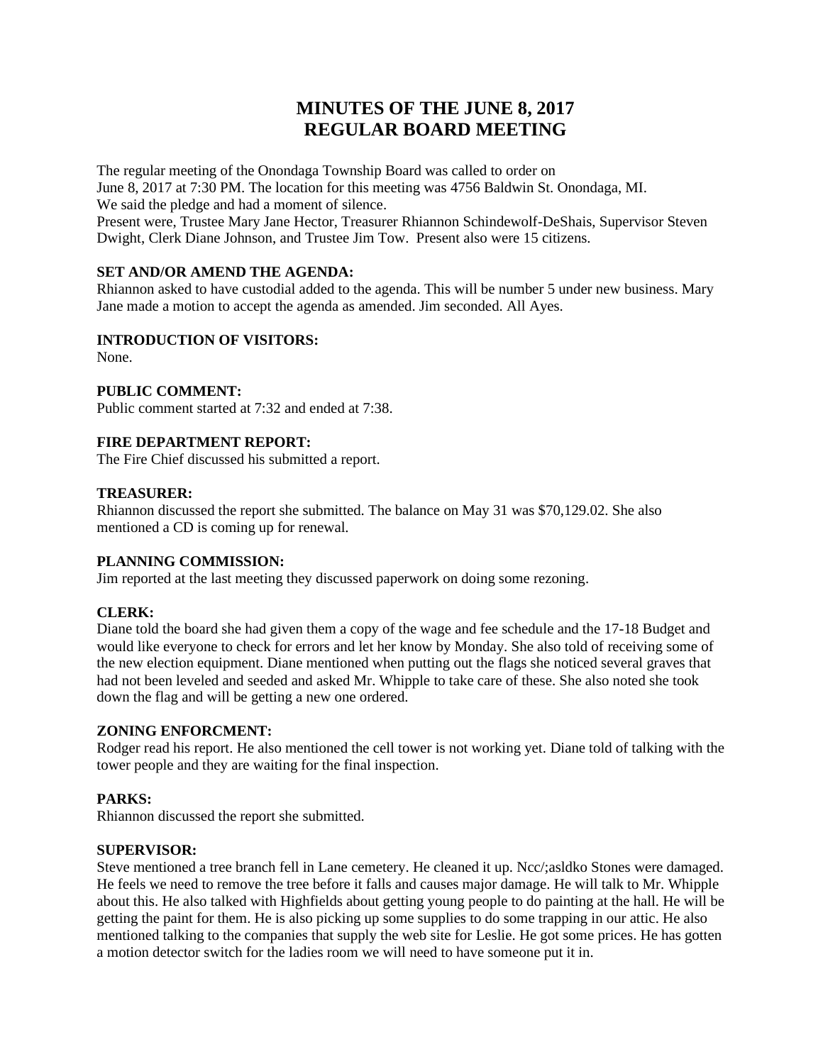# MINUTES OF THE JUNE 8, 2017
# REGULAR BOARD MEETING

The regular meeting of the Onondaga Township Board was called to order on June 8, 2017 at 7:30 PM. The location for this meeting was 4756 Baldwin St. Onondaga, MI. We said the pledge and had a moment of silence.
Present were, Trustee Mary Jane Hector, Treasurer Rhiannon Schindewolf-DeShais, Supervisor Steven Dwight, Clerk Diane Johnson, and Trustee Jim Tow. Present also were 15 citizens.

**SET AND/OR AMEND THE AGENDA:**
Rhiannon asked to have custodial added to the agenda. This will be number 5 under new business. Mary Jane made a motion to accept the agenda as amended. Jim seconded. All Ayes.

**INTRODUCTION OF VISITORS:**
None.

**PUBLIC COMMENT:**
Public comment started at 7:32 and ended at 7:38.

**FIRE DEPARTMENT REPORT:**
The Fire Chief discussed his submitted a report.

**TREASURER:**
Rhiannon discussed the report she submitted. The balance on May 31 was $70,129.02. She also mentioned a CD is coming up for renewal.

**PLANNING COMMISSION:**
Jim reported at the last meeting they discussed paperwork on doing some rezoning.

**CLERK:**
Diane told the board she had given them a copy of the wage and fee schedule and the 17-18 Budget and would like everyone to check for errors and let her know by Monday. She also told of receiving some of the new election equipment. Diane mentioned when putting out the flags she noticed several graves that had not been leveled and seeded and asked Mr. Whipple to take care of these. She also noted she took down the flag and will be getting a new one ordered.

**ZONING ENFORCMENT:**
Rodger read his report. He also mentioned the cell tower is not working yet. Diane told of talking with the tower people and they are waiting for the final inspection.

**PARKS:**
Rhiannon discussed the report she submitted.

**SUPERVISOR:**
Steve mentioned a tree branch fell in Lane cemetery. He cleaned it up. Ncc/;asldko Stones were damaged. He feels we need to remove the tree before it falls and causes major damage. He will talk to Mr. Whipple about this. He also talked with Highfields about getting young people to do painting at the hall. He will be getting the paint for them. He is also picking up some supplies to do some trapping in our attic. He also mentioned talking to the companies that supply the web site for Leslie. He got some prices. He has gotten a motion detector switch for the ladies room we will need to have someone put it in.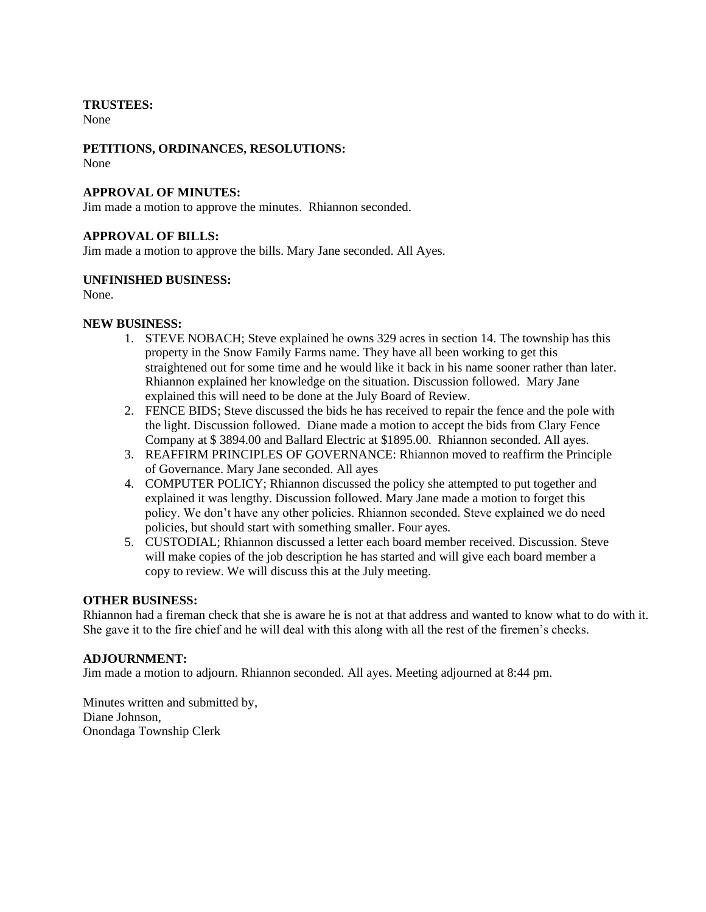**TRUSTEES:**
None

**PETITIONS, ORDINANCES, RESOLUTIONS:**
None

**APPROVAL OF MINUTES:**
Jim made a motion to approve the minutes. Rhiannon seconded.

**APPROVAL OF BILLS:**
Jim made a motion to approve the bills. Mary Jane seconded. All Ayes.

**UNFINISHED BUSINESS:**
None.

**NEW BUSINESS:**

1. STEVE NOBACH; Steve explained he owns 329 acres in section 14. The township has this property in the Snow Family Farms name. They have all been working to get this straightened out for some time and he would like it back in his name sooner rather than later. Rhiannon explained her knowledge on the situation. Discussion followed. Mary Jane explained this will need to be done at the July Board of Review.
2. FENCE BIDS; Steve discussed the bids he has received to repair the fence and the pole with the light. Discussion followed. Diane made a motion to accept the bids from Clary Fence Company at $ 3894.00 and Ballard Electric at $1895.00. Rhiannon seconded. All ayes.
3. REAFFIRM PRINCIPLES OF GOVERNANCE: Rhiannon moved to reaffirm the Principle of Governance. Mary Jane seconded. All ayes
4. COMPUTER POLICY; Rhiannon discussed the policy she attempted to put together and explained it was lengthy. Discussion followed. Mary Jane made a motion to forget this policy. We don't have any other policies. Rhiannon seconded. Steve explained we do need policies, but should start with something smaller. Four ayes.
5. CUSTODIAL; Rhiannon discussed a letter each board member received. Discussion. Steve will make copies of the job description he has started and will give each board member a copy to review. We will discuss this at the July meeting.

**OTHER BUSINESS:**
Rhiannon had a fireman check that she is aware he is not at that address and wanted to know what to do with it. She gave it to the fire chief and he will deal with this along with all the rest of the firemen's checks.

**ADJOURNMENT:**
Jim made a motion to adjourn. Rhiannon seconded. All ayes. Meeting adjourned at 8:44 pm.

Minutes written and submitted by,
Diane Johnson,
Onondaga Township Clerk